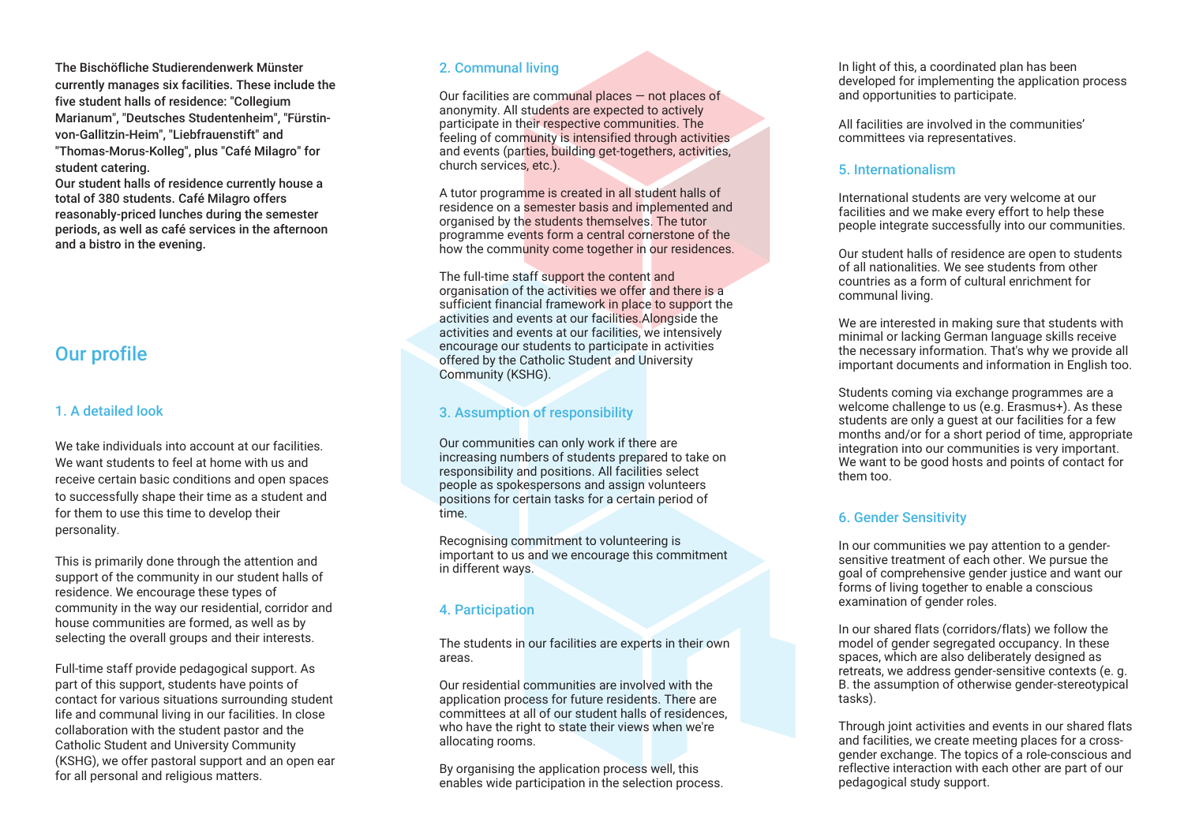**The Bischöfliche Studierendenwerk Münster currently manages six facilities. These include the five student halls of residence: "Collegium Marianum", "Deutsches Studentenheim", "Fürstin-von-Gallitzin-Heim", "Liebfrauenstift" and "Thomas-Morus-Kolleg", plus "Café Milagro" for student catering.**
**Our student halls of residence currently house a total of 380 students. Café Milagro offers reasonably-priced lunches during the semester periods, as well as café services in the afternoon and a bistro in the evening.**

## Our profile

### 1. A detailed look

We take individuals into account at our facilities. We want students to feel at home with us and receive certain basic conditions and open spaces to successfully shape their time as a student and for them to use this time to develop their personality.

This is primarily done through the attention and support of the community in our student halls of residence. We encourage these types of community in the way our residential, corridor and house communities are formed, as well as by selecting the overall groups and their interests.

Full-time staff provide pedagogical support. As part of this support, students have points of contact for various situations surrounding student life and communal living in our facilities. In close collaboration with the student pastor and the Catholic Student and University Community (KSHG), we offer pastoral support and an open ear for all personal and religious matters.

### 2. Communal living

Our facilities are communal places — not places of anonymity. All students are expected to actively participate in their respective communities. The feeling of community is intensified through activities and events (parties, building get-togethers, activities, church services, etc.).

A tutor programme is created in all student halls of residence on a semester basis and implemented and organised by the students themselves. The tutor programme events form a central cornerstone of the how the community come together in our residences.

The full-time staff support the content and organisation of the activities we offer and there is a sufficient financial framework in place to support the activities and events at our facilities.Alongside the activities and events at our facilities, we intensively encourage our students to participate in activities offered by the Catholic Student and University Community (KSHG).

### 3. Assumption of responsibility

Our communities can only work if there are increasing numbers of students prepared to take on responsibility and positions. All facilities select people as spokespersons and assign volunteers positions for certain tasks for a certain period of time.

Recognising commitment to volunteering is important to us and we encourage this commitment in different ways.

### 4. Participation

The students in our facilities are experts in their own areas.

Our residential communities are involved with the application process for future residents. There are committees at all of our student halls of residences, who have the right to state their views when we're allocating rooms.

By organising the application process well, this enables wide participation in the selection process.

In light of this, a coordinated plan has been developed for implementing the application process and opportunities to participate.

All facilities are involved in the communities' committees via representatives.

### 5. Internationalism

International students are very welcome at our facilities and we make every effort to help these people integrate successfully into our communities.

Our student halls of residence are open to students of all nationalities. We see students from other countries as a form of cultural enrichment for communal living.

We are interested in making sure that students with minimal or lacking German language skills receive the necessary information. That's why we provide all important documents and information in English too.

Students coming via exchange programmes are a welcome challenge to us (e.g. Erasmus+). As these students are only a guest at our facilities for a few months and/or for a short period of time, appropriate integration into our communities is very important. We want to be good hosts and points of contact for them too.

### 6. Gender Sensitivity

In our communities we pay attention to a gender-sensitive treatment of each other. We pursue the goal of comprehensive gender justice and want our forms of living together to enable a conscious examination of gender roles.

In our shared flats (corridors/flats) we follow the model of gender segregated occupancy. In these spaces, which are also deliberately designed as retreats, we address gender-sensitive contexts (e. g. B. the assumption of otherwise gender-stereotypical tasks).

Through joint activities and events in our shared flats and facilities, we create meeting places for a cross-gender exchange. The topics of a role-conscious and reflective interaction with each other are part of our pedagogical study support.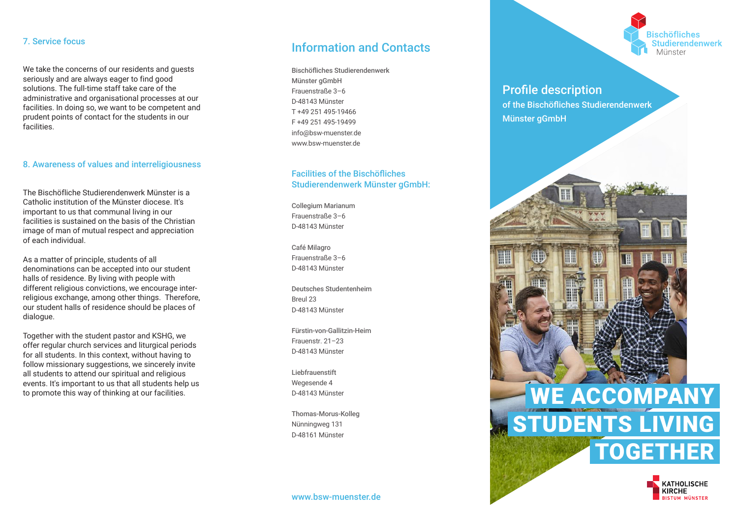## 7. Service focus

We take the concerns of our residents and guests seriously and are always eager to find good solutions. The full-time staff take care of the administrative and organisational processes at our facilities. In doing so, we want to be competent and prudent points of contact for the students in our facilities.

## 8. Awareness of values and interreligiousness

The Bischöfliche Studierendenwerk Münster is a Catholic institution of the Münster diocese. It's important to us that communal living in our facilities is sustained on the basis of the Christian image of man of mutual respect and appreciation of each individual.

As a matter of principle, students of all denominations can be accepted into our student halls of residence. By living with people with different religious convictions, we encourage inter-religious exchange, among other things. Therefore, our student halls of residence should be places of dialogue.

Together with the student pastor and KSHG, we offer regular church services and liturgical periods for all students. In this context, without having to follow missionary suggestions, we sincerely invite all students to attend our spiritual and religious events. It's important to us that all students help us to promote this way of thinking at our facilities.

# Information and Contacts

Bischöfliches Studierendenwerk Münster gGmbH
Frauenstraße 3–6
D-48143 Münster
T +49 251 495-19466
F +49 251 495-19499
info@bsw-muenster.de
www.bsw-muenster.de

## Facilities of the Bischöfliches Studierendenwerk Münster gGmbH:

Collegium Marianum
Frauenstraße 3–6
D-48143 Münster

Café Milagro
Frauenstraße 3–6
D-48143 Münster

Deutsches Studentenheim
Breul 23
D-48143 Münster

Fürstin-von-Gallitzin-Heim
Frauenstr. 21–23
D-48143 Münster

Liebfrauenstift
Wegesende 4
D-48143 Münster

Thomas-Morus-Kolleg
Nünningweg 131
D-48161 Münster

www.bsw-muenster.de

Bischöfliches Studierendenwerk Münster

# Profile description

of the Bischöfliches Studierendenwerk Münster gGmbH

# WE ACCOMPANY STUDENTS LIVING TOGETHER

KATHOLISCHE KIRCHE
BISTUM MÜNSTER